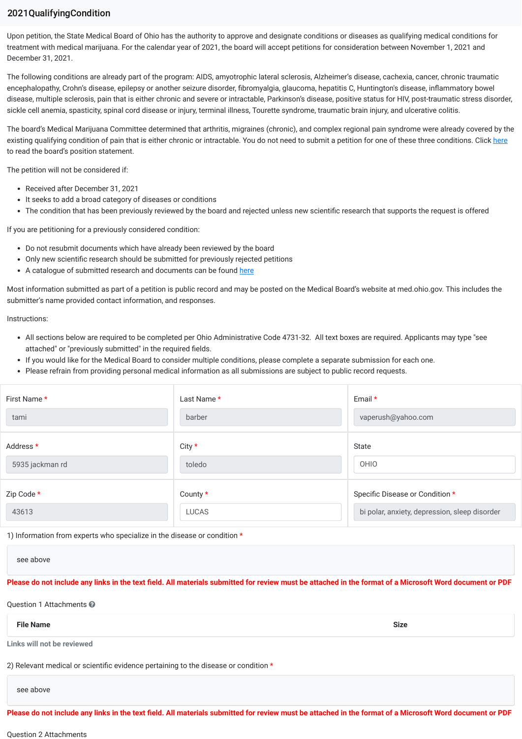# 2021QualifyingCondition

Upon petition, the State Medical Board of Ohio has the authority to approve and designate conditions or diseases as qualifying medical conditions for treatment with medical marijuana. For the calendar year of 2021, the board will accept petitions for consideration between November 1, 2021 and December 31, 2021.

The following conditions are already part of the program: AIDS, amyotrophic lateral sclerosis, Alzheimer's disease, cachexia, cancer, chronic traumatic encephalopathy, Crohn's disease, epilepsy or another seizure disorder, fibromyalgia, glaucoma, hepatitis C, Huntington's disease, inflammatory bowel disease, multiple sclerosis, pain that is either chronic and severe or intractable, Parkinson's disease, positive status for HIV, post-traumatic stress disorder, sickle cell anemia, spasticity, spinal cord disease or injury, terminal illness, Tourette syndrome, traumatic brain injury, and ulcerative colitis.

The board's Medical Marijuana Committee determined that arthritis, migraines (chronic), and complex regional pain syndrome were already covered by the existing qualifying condition of pain that is either chronic or intractable. You do not need to submit a petition for one of these three conditions. Click here to read the board's position statement.

The petition will not be considered if:

- Received after December 31, 2021
- It seeks to add a broad category of diseases or conditions
- The condition that has been previously reviewed by the board and rejected unless new scientific research that supports the request is offered

If you are petitioning for a previously considered condition:

- Do not resubmit documents which have already been reviewed by the board
- Only new scientific research should be submitted for previously rejected petitions
- A catalogue of submitted research and documents can be found here

Most information submitted as part of a petition is public record and may be posted on the Medical Board's website at med.ohio.gov. This includes the submitter's name provided contact information, and responses.

Instructions:

- All sections below are required to be completed per Ohio Administrative Code 4731-32. All text boxes are required. Applicants may type "see attached" or "previously submitted" in the required fields.
- If you would like for the Medical Board to consider multiple conditions, please complete a separate submission for each one.
- Please refrain from providing personal medical information as all submissions are subject to public record requests.

| First Name * | Last Name * | Email * |
|---|---|---|
| tami | barber | vaperush@yahoo.com |
| **Address *** | **City *** | **State** |
| 5935 jackman rd | toledo | OHIO |
| **Zip Code *** | **County *** | **Specific Disease or Condition *** |
| 43613 | LUCAS | bi polar, anxiety, depression, sleep disorder |

1) Information from experts who specialize in the disease or condition *

see above

**Please do not include any links in the text field. All materials submitted for review must be attached in the format of a Microsoft Word document or PDF**

Question 1 Attachments

| File Name | Size |
|---|---|

Links will not be reviewed

2) Relevant medical or scientific evidence pertaining to the disease or condition *

see above

**Please do not include any links in the text field. All materials submitted for review must be attached in the format of a Microsoft Word document or PDF**

Question 2 Attachments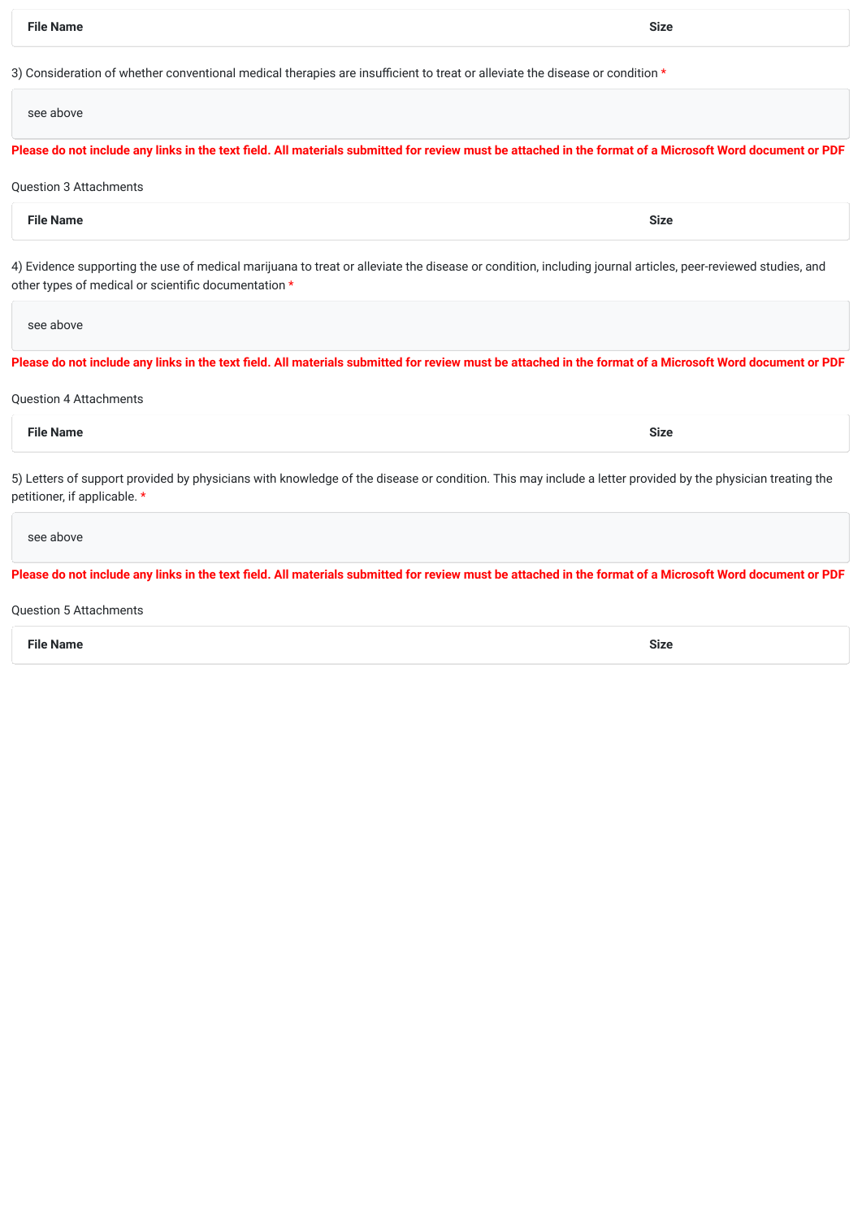| File Name | Size |
| --- | --- |

3) Consideration of whether conventional medical therapies are insufficient to treat or alleviate the disease or condition *

see above

**Please do not include any links in the text field. All materials submitted for review must be attached in the format of a Microsoft Word document or PDF**

Question 3 Attachments

| File Name | Size |
| --- | --- |

4) Evidence supporting the use of medical marijuana to treat or alleviate the disease or condition, including journal articles, peer-reviewed studies, and other types of medical or scientific documentation *

see above

**Please do not include any links in the text field. All materials submitted for review must be attached in the format of a Microsoft Word document or PDF**

Question 4 Attachments

| File Name | Size |
| --- | --- |

5) Letters of support provided by physicians with knowledge of the disease or condition. This may include a letter provided by the physician treating the petitioner, if applicable. *

see above

**Please do not include any links in the text field. All materials submitted for review must be attached in the format of a Microsoft Word document or PDF**

Question 5 Attachments

| File Name | Size |
| --- | --- |